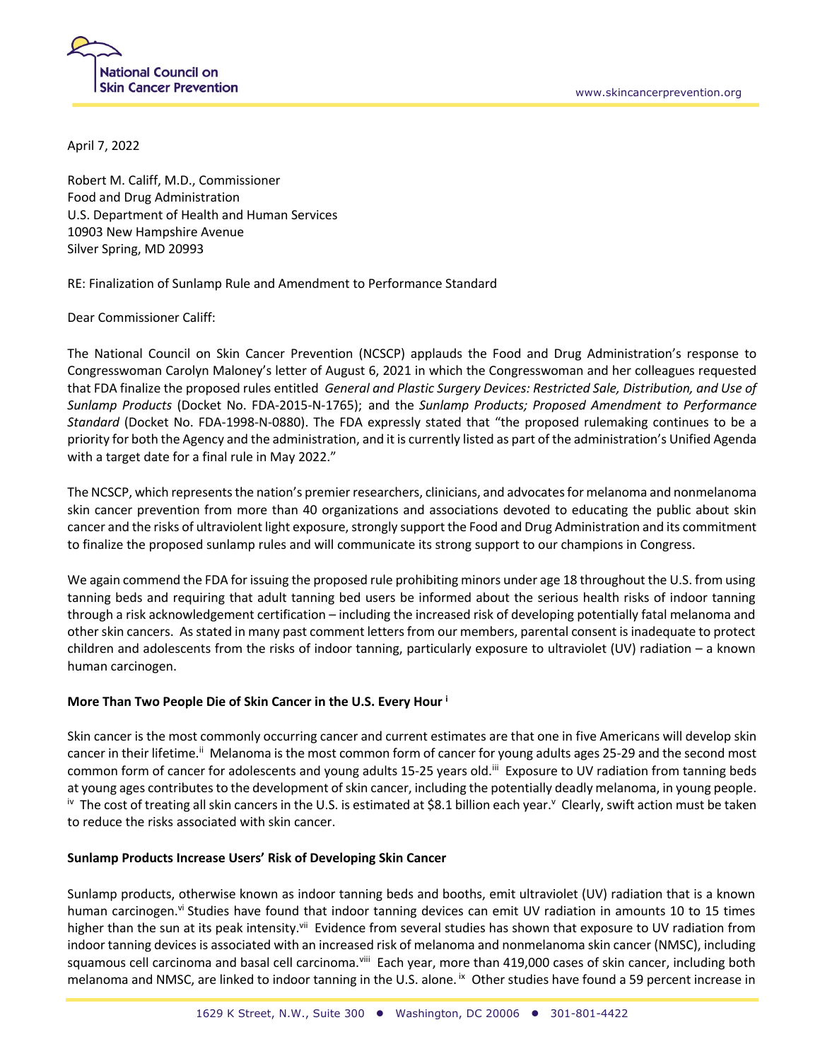April 7, 2022

Robert M. Califf, M.D., Commissioner
Food and Drug Administration
U.S. Department of Health and Human Services
10903 New Hampshire Avenue
Silver Spring, MD 20993

RE: Finalization of Sunlamp Rule and Amendment to Performance Standard

Dear Commissioner Califf:

The National Council on Skin Cancer Prevention (NCSCP) applauds the Food and Drug Administration's response to Congresswoman Carolyn Maloney's letter of August 6, 2021 in which the Congresswoman and her colleagues requested that FDA finalize the proposed rules entitled *General and Plastic Surgery Devices: Restricted Sale, Distribution, and Use of Sunlamp Products* (Docket No. FDA-2015-N-1765); and the *Sunlamp Products; Proposed Amendment to Performance Standard* (Docket No. FDA-1998-N-0880). The FDA expressly stated that "the proposed rulemaking continues to be a priority for both the Agency and the administration, and it is currently listed as part of the administration's Unified Agenda with a target date for a final rule in May 2022."

The NCSCP, which represents the nation's premier researchers, clinicians, and advocates for melanoma and nonmelanoma skin cancer prevention from more than 40 organizations and associations devoted to educating the public about skin cancer and the risks of ultraviolent light exposure, strongly support the Food and Drug Administration and its commitment to finalize the proposed sunlamp rules and will communicate its strong support to our champions in Congress.

We again commend the FDA for issuing the proposed rule prohibiting minors under age 18 throughout the U.S. from using tanning beds and requiring that adult tanning bed users be informed about the serious health risks of indoor tanning through a risk acknowledgement certification – including the increased risk of developing potentially fatal melanoma and other skin cancers. As stated in many past comment letters from our members, parental consent is inadequate to protect children and adolescents from the risks of indoor tanning, particularly exposure to ultraviolet (UV) radiation – a known human carcinogen.

**More Than Two People Die of Skin Cancer in the U.S. Every Hour [i]**

Skin cancer is the most commonly occurring cancer and current estimates are that one in five Americans will develop skin cancer in their lifetime.[ii] Melanoma is the most common form of cancer for young adults ages 25-29 and the second most common form of cancer for adolescents and young adults 15-25 years old.[iii] Exposure to UV radiation from tanning beds at young ages contributes to the development of skin cancer, including the potentially deadly melanoma, in young people.[iv] The cost of treating all skin cancers in the U.S. is estimated at $8.1 billion each year.[v] Clearly, swift action must be taken to reduce the risks associated with skin cancer.

**Sunlamp Products Increase Users' Risk of Developing Skin Cancer**

Sunlamp products, otherwise known as indoor tanning beds and booths, emit ultraviolet (UV) radiation that is a known human carcinogen.[vi] Studies have found that indoor tanning devices can emit UV radiation in amounts 10 to 15 times higher than the sun at its peak intensity.[vii] Evidence from several studies has shown that exposure to UV radiation from indoor tanning devices is associated with an increased risk of melanoma and nonmelanoma skin cancer (NMSC), including squamous cell carcinoma and basal cell carcinoma.[viii] Each year, more than 419,000 cases of skin cancer, including both melanoma and NMSC, are linked to indoor tanning in the U.S. alone.[ix] Other studies have found a 59 percent increase in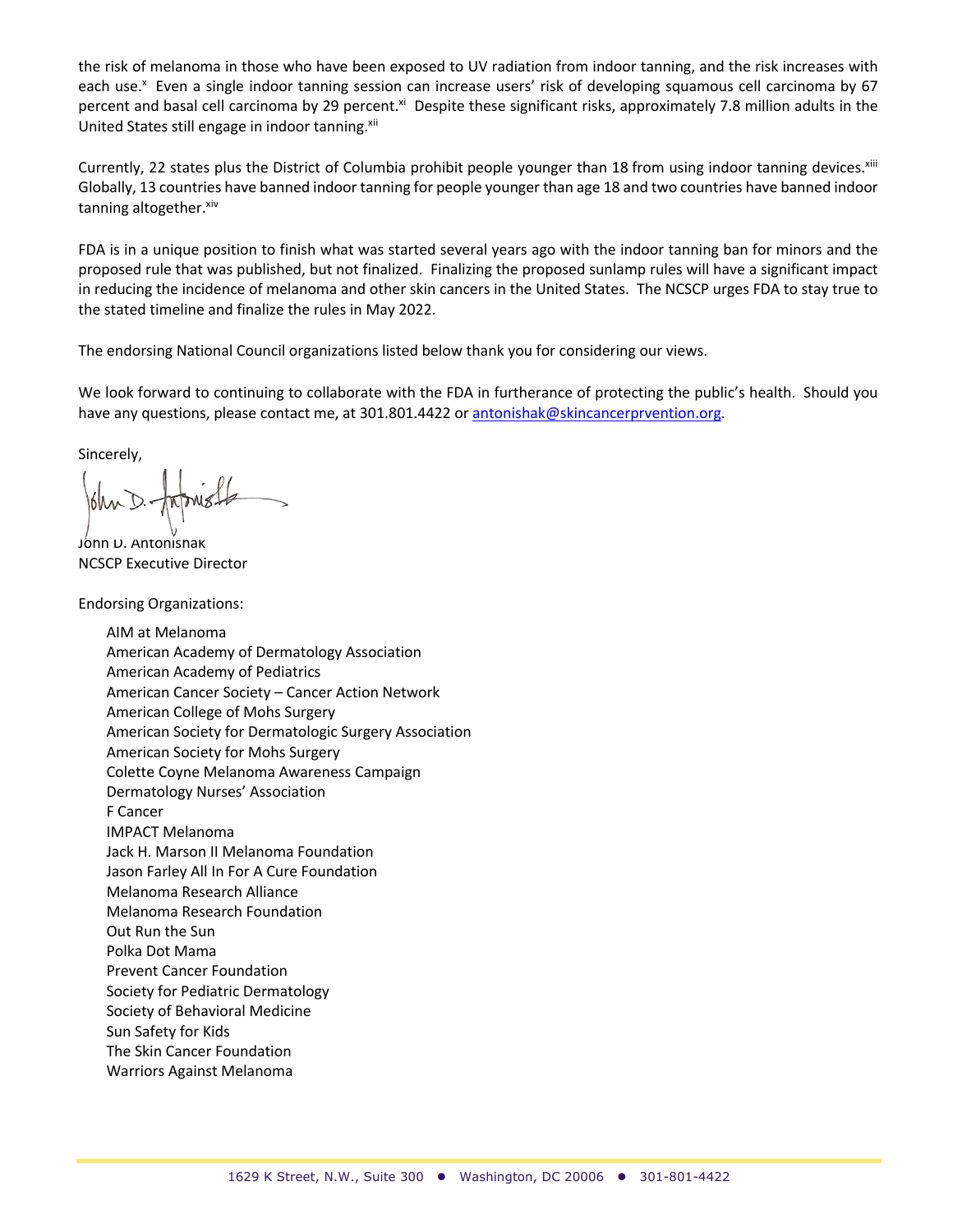the risk of melanoma in those who have been exposed to UV radiation from indoor tanning, and the risk increases with each use.[x] Even a single indoor tanning session can increase users' risk of developing squamous cell carcinoma by 67 percent and basal cell carcinoma by 29 percent.[xi] Despite these significant risks, approximately 7.8 million adults in the United States still engage in indoor tanning.[xii]

Currently, 22 states plus the District of Columbia prohibit people younger than 18 from using indoor tanning devices.[xiii] Globally, 13 countries have banned indoor tanning for people younger than age 18 and two countries have banned indoor tanning altogether.[xiv]

FDA is in a unique position to finish what was started several years ago with the indoor tanning ban for minors and the proposed rule that was published, but not finalized. Finalizing the proposed sunlamp rules will have a significant impact in reducing the incidence of melanoma and other skin cancers in the United States. The NCSCP urges FDA to stay true to the stated timeline and finalize the rules in May 2022.

The endorsing National Council organizations listed below thank you for considering our views.

We look forward to continuing to collaborate with the FDA in furtherance of protecting the public's health. Should you have any questions, please contact me, at 301.801.4422 or antonishak@skincancerprvention.org.

Sincerely,

John D. Antonishak
NCSCP Executive Director

Endorsing Organizations:

- AIM at Melanoma
- American Academy of Dermatology Association
- American Academy of Pediatrics
- American Cancer Society – Cancer Action Network
- American College of Mohs Surgery
- American Society for Dermatologic Surgery Association
- American Society for Mohs Surgery
- Colette Coyne Melanoma Awareness Campaign
- Dermatology Nurses' Association
- F Cancer
- IMPACT Melanoma
- Jack H. Marson II Melanoma Foundation
- Jason Farley All In For A Cure Foundation
- Melanoma Research Alliance
- Melanoma Research Foundation
- Out Run the Sun
- Polka Dot Mama
- Prevent Cancer Foundation
- Society for Pediatric Dermatology
- Society of Behavioral Medicine
- Sun Safety for Kids
- The Skin Cancer Foundation
- Warriors Against Melanoma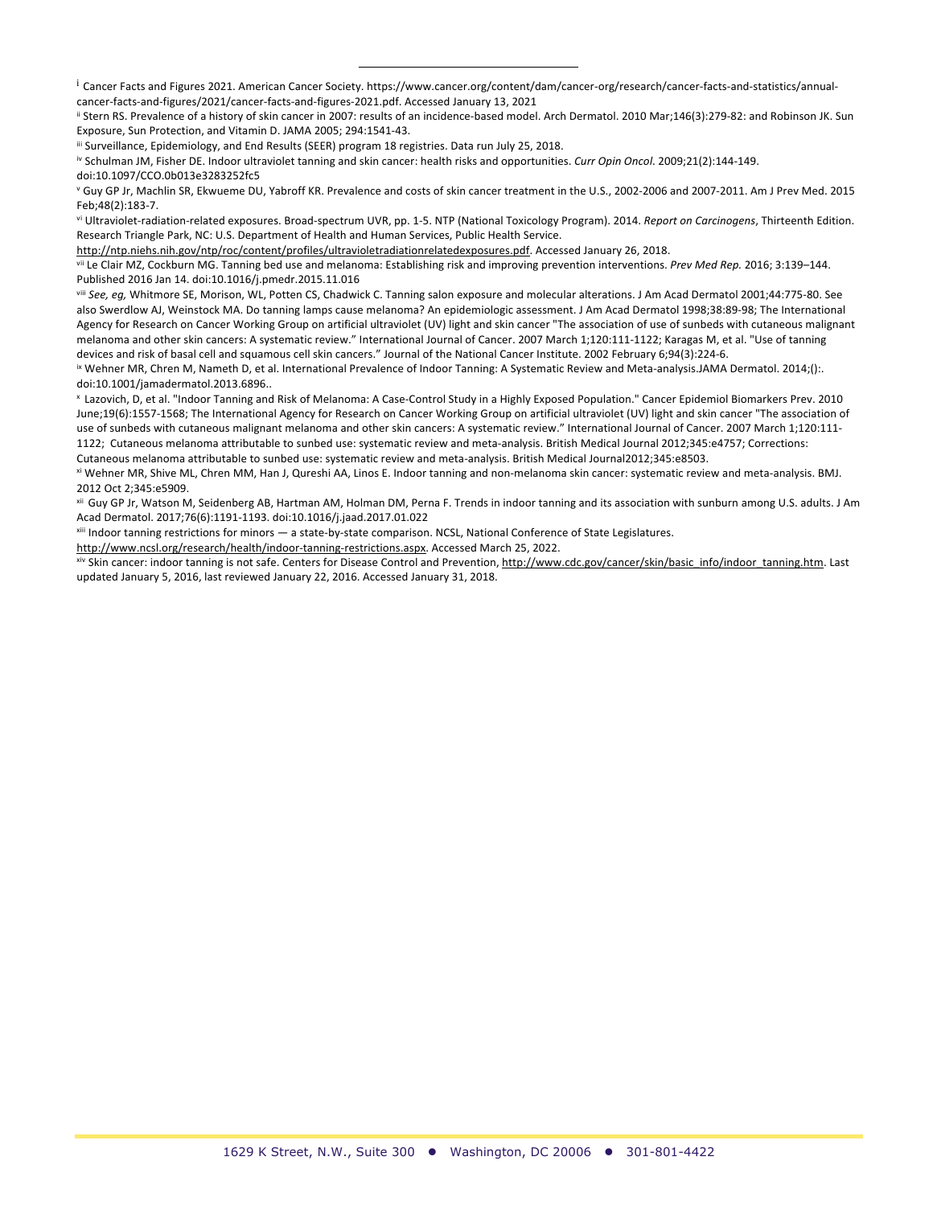[i] Cancer Facts and Figures 2021. American Cancer Society. https://www.cancer.org/content/dam/cancer-org/research/cancer-facts-and-statistics/annual-cancer-facts-and-figures/2021/cancer-facts-and-figures-2021.pdf. Accessed January 13, 2021

[ii] Stern RS. Prevalence of a history of skin cancer in 2007: results of an incidence-based model. Arch Dermatol. 2010 Mar;146(3):279-82: and Robinson JK. Sun Exposure, Sun Protection, and Vitamin D. JAMA 2005; 294:1541-43.

[iii] Surveillance, Epidemiology, and End Results (SEER) program 18 registries. Data run July 25, 2018.

[iv] Schulman JM, Fisher DE. Indoor ultraviolet tanning and skin cancer: health risks and opportunities. *Curr Opin Oncol*. 2009;21(2):144-149. doi:10.1097/CCO.0b013e3283252fc5

[v] Guy GP Jr, Machlin SR, Ekwueme DU, Yabroff KR. Prevalence and costs of skin cancer treatment in the U.S., 2002-2006 and 2007-2011. Am J Prev Med. 2015 Feb;48(2):183-7.

[vi] Ultraviolet-radiation-related exposures. Broad-spectrum UVR, pp. 1-5. NTP (National Toxicology Program). 2014. *Report on Carcinogens*, Thirteenth Edition. Research Triangle Park, NC: U.S. Department of Health and Human Services, Public Health Service. http://ntp.niehs.nih.gov/ntp/roc/content/profiles/ultravioletradiationrelatedexposures.pdf. Accessed January 26, 2018.

[vii] Le Clair MZ, Cockburn MG. Tanning bed use and melanoma: Establishing risk and improving prevention interventions. *Prev Med Rep.* 2016; 3:139–144. Published 2016 Jan 14. doi:10.1016/j.pmedr.2015.11.016

[viii] *See, eg,* Whitmore SE, Morison, WL, Potten CS, Chadwick C. Tanning salon exposure and molecular alterations. J Am Acad Dermatol 2001;44:775-80. See also Swerdlow AJ, Weinstock MA. Do tanning lamps cause melanoma? An epidemiologic assessment. J Am Acad Dermatol 1998;38:89-98; The International Agency for Research on Cancer Working Group on artificial ultraviolet (UV) light and skin cancer "The association of use of sunbeds with cutaneous malignant melanoma and other skin cancers: A systematic review." International Journal of Cancer. 2007 March 1;120:111-1122; Karagas M, et al. "Use of tanning devices and risk of basal cell and squamous cell skin cancers." Journal of the National Cancer Institute. 2002 February 6;94(3):224-6.

[ix] Wehner MR, Chren M, Nameth D, et al. International Prevalence of Indoor Tanning: A Systematic Review and Meta-analysis.JAMA Dermatol. 2014;():. doi:10.1001/jamadermatol.2013.6896..

[x] Lazovich, D, et al. "Indoor Tanning and Risk of Melanoma: A Case-Control Study in a Highly Exposed Population." Cancer Epidemiol Biomarkers Prev. 2010 June;19(6):1557-1568; The International Agency for Research on Cancer Working Group on artificial ultraviolet (UV) light and skin cancer "The association of use of sunbeds with cutaneous malignant melanoma and other skin cancers: A systematic review." International Journal of Cancer. 2007 March 1;120:111-1122; Cutaneous melanoma attributable to sunbed use: systematic review and meta-analysis. British Medical Journal 2012;345:e4757; Corrections: Cutaneous melanoma attributable to sunbed use: systematic review and meta-analysis. British Medical Journal2012;345:e8503.

[xi] Wehner MR, Shive ML, Chren MM, Han J, Qureshi AA, Linos E. Indoor tanning and non-melanoma skin cancer: systematic review and meta-analysis. BMJ. 2012 Oct 2;345:e5909.

[xii] Guy GP Jr, Watson M, Seidenberg AB, Hartman AM, Holman DM, Perna F. Trends in indoor tanning and its association with sunburn among U.S. adults. J Am Acad Dermatol. 2017;76(6):1191-1193. doi:10.1016/j.jaad.2017.01.022

[xiii] Indoor tanning restrictions for minors — a state-by-state comparison. NCSL, National Conference of State Legislatures. http://www.ncsl.org/research/health/indoor-tanning-restrictions.aspx. Accessed March 25, 2022.

[xiv] Skin cancer: indoor tanning is not safe. Centers for Disease Control and Prevention, http://www.cdc.gov/cancer/skin/basic_info/indoor_tanning.htm. Last updated January 5, 2016, last reviewed January 22, 2016. Accessed January 31, 2018.

1629 K Street, N.W., Suite 300 ● Washington, DC 20006 ● 301-801-4422